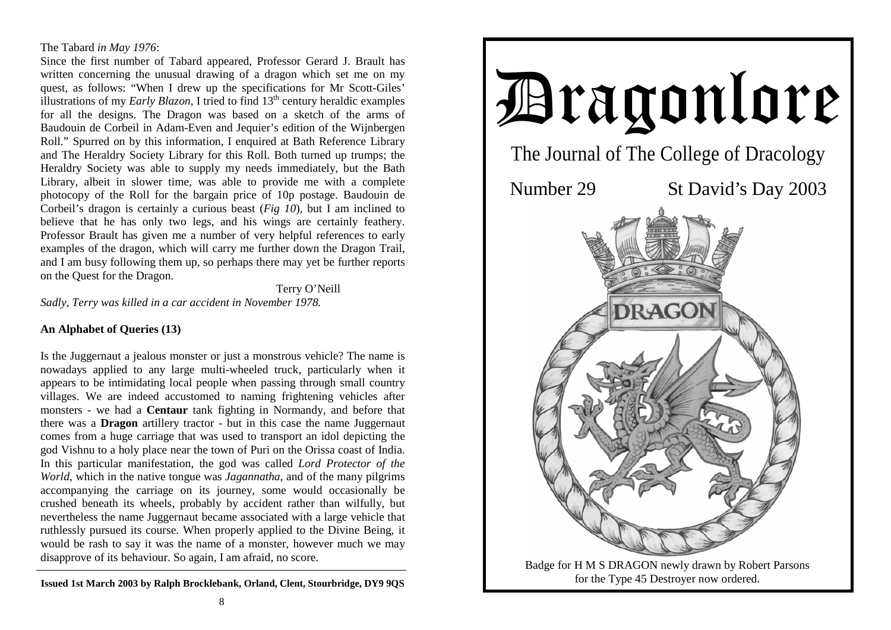The Tabard *in May 1976*:

Since the first number of Tabard appeared, Professor Gerard J. Brault has written concerning the unusual drawing of a dragon which set me on my quest, as follows: "When I drew up the specifications for Mr Scott-Giles' illustrations of my *Early Blazon*, I tried to find 13th century heraldic examples for all the designs. The Dragon was based on a sketch of the arms of Baudouin de Corbeil in Adam-Even and Jequier's edition of the Wijnbergen Roll." Spurred on by this information, I enquired at Bath Reference Library and The Heraldry Society Library for this Roll. Both turned up trumps; the Heraldry Society was able to supply my needs immediately, but the Bath Library, albeit in slower time, was able to provide me with a complete photocopy of the Roll for the bargain price of 10p postage. Baudouin de Corbeil's dragon is certainly a curious beast (*Fig 10*), but I am inclined to believe that he has only two legs, and his wings are certainly feathery. Professor Brault has given me a number of very helpful references to early examples of the dragon, which will carry me further down the Dragon Trail, and I am busy following them up, so perhaps there may yet be further reports on the Quest for the Dragon.

Terry O'Neill

*Sadly, Terry was killed in a car accident in November 1978.*

**An Alphabet of Queries (13)**

Is the Juggernaut a jealous monster or just a monstrous vehicle? The name is nowadays applied to any large multi-wheeled truck, particularly when it appears to be intimidating local people when passing through small country villages. We are indeed accustomed to naming frightening vehicles after monsters - we had a **Centaur** tank fighting in Normandy, and before that there was a **Dragon** artillery tractor - but in this case the name Juggernaut comes from a huge carriage that was used to transport an idol depicting the god Vishnu to a holy place near the town of Puri on the Orissa coast of India. In this particular manifestation, the god was called *Lord Protector of the World*, which in the native tongue was *Jagannatha*, and of the many pilgrims accompanying the carriage on its journey, some would occasionally be crushed beneath its wheels, probably by accident rather than wilfully, but nevertheless the name Juggernaut became associated with a large vehicle that ruthlessly pursued its course. When properly applied to the Divine Being, it would be rash to say it was the name of a monster, however much we may disapprove of its behaviour. So again, I am afraid, no score.

**Issued 1st March 2003 by Ralph Brocklebank, Orland, Clent, Stourbridge, DY9 9QS**

# Dragonlore

## The Journal of The College of Dracology

Number 29 St David's Day 2003

Badge for H M S DRAGON newly drawn by Robert Parsons for the Type 45 Destroyer now ordered.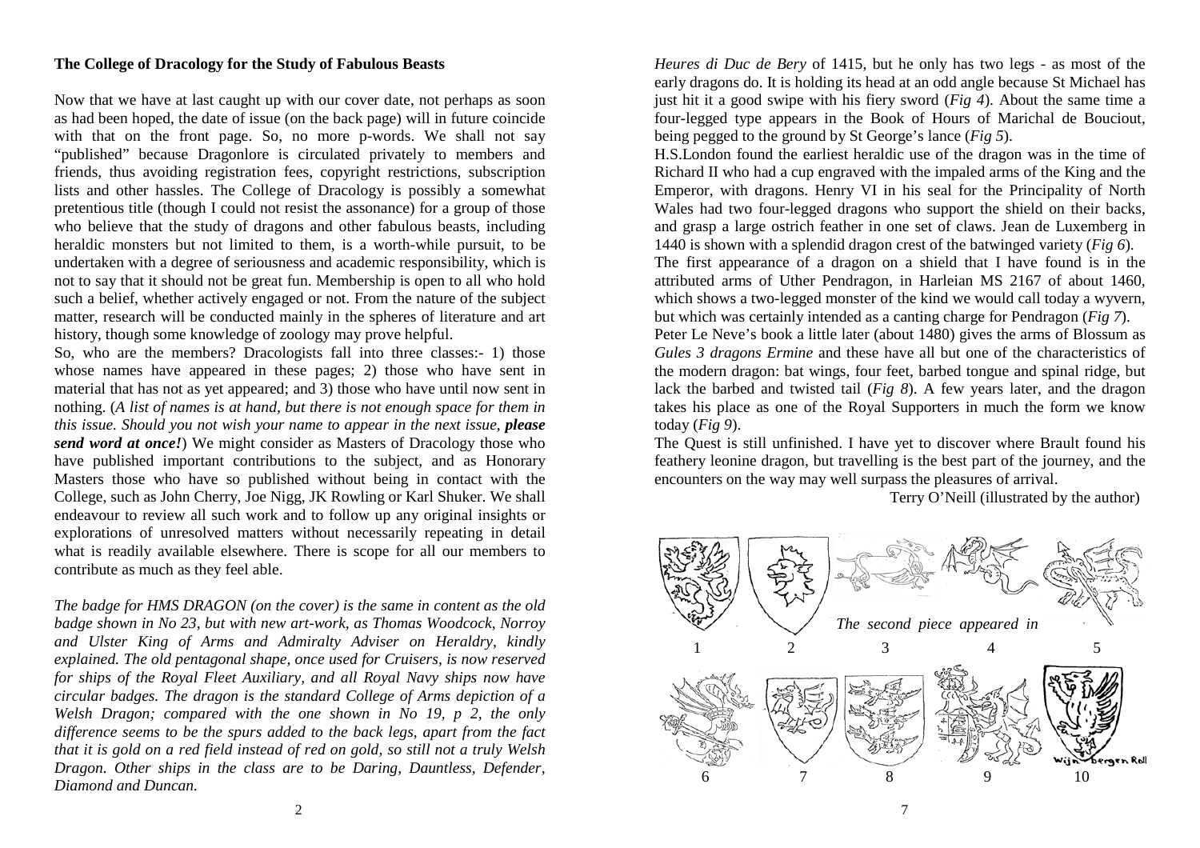## The College of Dracology for the Study of Fabulous Beasts

Now that we have at last caught up with our cover date, not perhaps as soon as had been hoped, the date of issue (on the back page) will in future coincide with that on the front page. So, no more p-words. We shall not say "published" because Dragonlore is circulated privately to members and friends, thus avoiding registration fees, copyright restrictions, subscription lists and other hassles. The College of Dracology is possibly a somewhat pretentious title (though I could not resist the assonance) for a group of those who believe that the study of dragons and other fabulous beasts, including heraldic monsters but not limited to them, is a worth-while pursuit, to be undertaken with a degree of seriousness and academic responsibility, which is not to say that it should not be great fun. Membership is open to all who hold such a belief, whether actively engaged or not. From the nature of the subject matter, research will be conducted mainly in the spheres of literature and art history, though some knowledge of zoology may prove helpful.

So, who are the members? Dracologists fall into three classes:- 1) those whose names have appeared in these pages; 2) those who have sent in material that has not as yet appeared; and 3) those who have until now sent in nothing. (*A list of names is at hand, but there is not enough space for them in this issue. Should you not wish your name to appear in the next issue, **please send word at once!***) We might consider as Masters of Dracology those who have published important contributions to the subject, and as Honorary Masters those who have so published without being in contact with the College, such as John Cherry, Joe Nigg, JK Rowling or Karl Shuker. We shall endeavour to review all such work and to follow up any original insights or explorations of unresolved matters without necessarily repeating in detail what is readily available elsewhere. There is scope for all our members to contribute as much as they feel able.

*The badge for HMS DRAGON (on the cover) is the same in content as the old badge shown in No 23, but with new art-work, as Thomas Woodcock, Norroy and Ulster King of Arms and Admiralty Adviser on Heraldry, kindly explained. The old pentagonal shape, once used for Cruisers, is now reserved for ships of the Royal Fleet Auxiliary, and all Royal Navy ships now have circular badges. The dragon is the standard College of Arms depiction of a Welsh Dragon; compared with the one shown in No 19, p 2, the only difference seems to be the spurs added to the back legs, apart from the fact that it is gold on a red field instead of red on gold, so still not a truly Welsh Dragon. Other ships in the class are to be Daring, Dauntless, Defender, Diamond and Duncan.*

*Heures di Duc de Bery* of 1415, but he only has two legs - as most of the early dragons do. It is holding its head at an odd angle because St Michael has just hit it a good swipe with his fiery sword (*Fig 4*). About the same time a four-legged type appears in the Book of Hours of Marichal de Bouciout, being pegged to the ground by St George's lance (*Fig 5*).

H.S.London found the earliest heraldic use of the dragon was in the time of Richard II who had a cup engraved with the impaled arms of the King and the Emperor, with dragons. Henry VI in his seal for the Principality of North Wales had two four-legged dragons who support the shield on their backs, and grasp a large ostrich feather in one set of claws. Jean de Luxemberg in 1440 is shown with a splendid dragon crest of the batwinged variety (*Fig 6*).

The first appearance of a dragon on a shield that I have found is in the attributed arms of Uther Pendragon, in Harleian MS 2167 of about 1460, which shows a two-legged monster of the kind we would call today a wyvern, but which was certainly intended as a canting charge for Pendragon (*Fig 7*).

Peter Le Neve's book a little later (about 1480) gives the arms of Blossum as *Gules 3 dragons Ermine* and these have all but one of the characteristics of the modern dragon: bat wings, four feet, barbed tongue and spinal ridge, but lack the barbed and twisted tail (*Fig 8*). A few years later, and the dragon takes his place as one of the Royal Supporters in much the form we know today (*Fig 9*).

The Quest is still unfinished. I have yet to discover where Brault found his feathery leonine dragon, but travelling is the best part of the journey, and the encounters on the way may well surpass the pleasures of arrival.

Terry O'Neill (illustrated by the author)

*The second piece appeared in*

1 2 3 4 5

6 7 8 9 10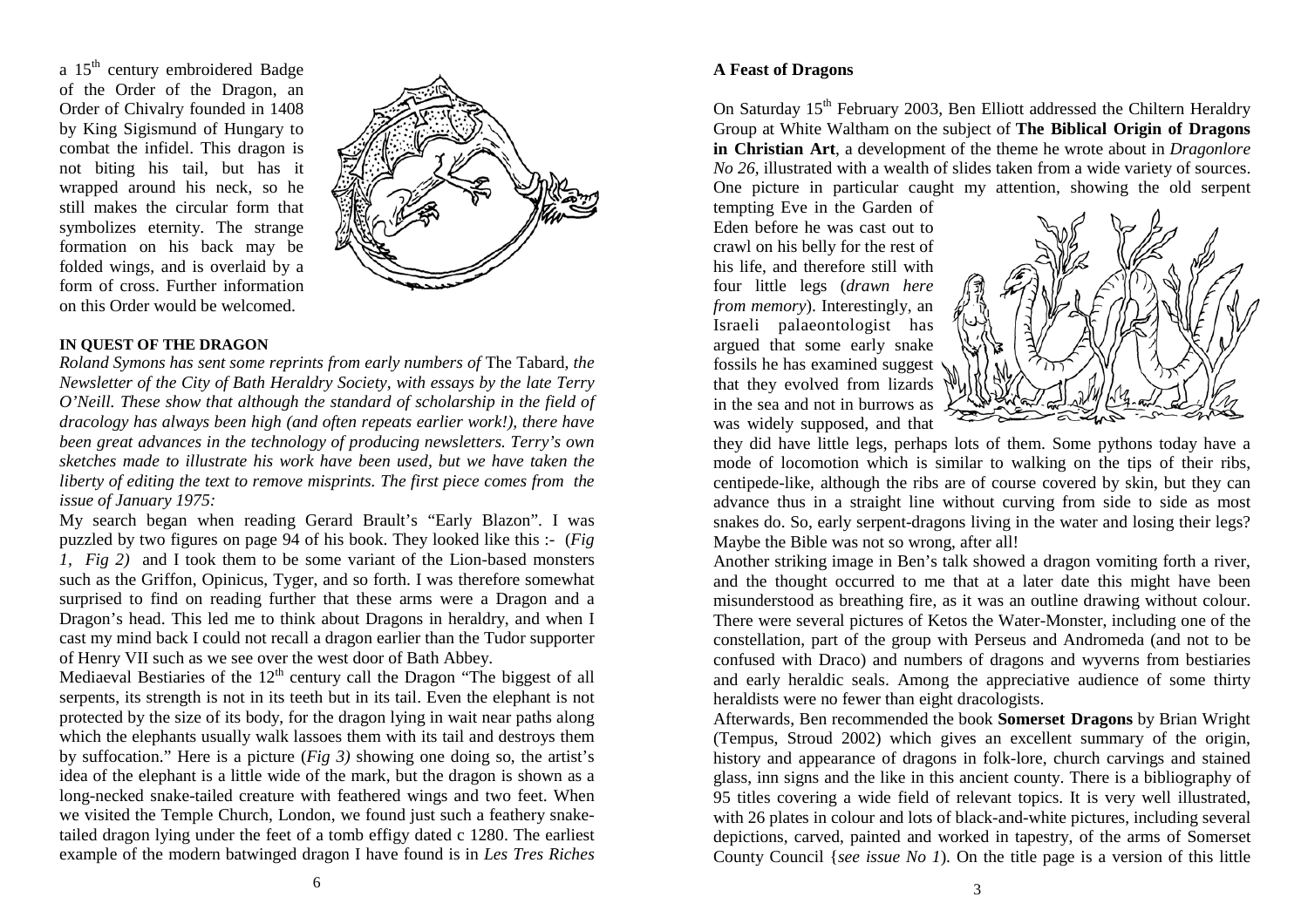a 15th century embroidered Badge of the Order of the Dragon, an Order of Chivalry founded in 1408 by King Sigismund of Hungary to combat the infidel. This dragon is not biting his tail, but has it wrapped around his neck, so he still makes the circular form that symbolizes eternity. The strange formation on his back may be folded wings, and is overlaid by a form of cross. Further information on this Order would be welcomed.

**IN QUEST OF THE DRAGON**

*Roland Symons has sent some reprints from early numbers of* The Tabard, *the Newsletter of the City of Bath Heraldry Society, with essays by the late Terry O'Neill. These show that although the standard of scholarship in the field of dracology has always been high (and often repeats earlier work!), there have been great advances in the technology of producing newsletters. Terry's own sketches made to illustrate his work have been used, but we have taken the liberty of editing the text to remove misprints. The first piece comes from the issue of January 1975:*

My search began when reading Gerard Brault's "Early Blazon". I was puzzled by two figures on page 94 of his book. They looked like this :- (*Fig 1, Fig 2*) and I took them to be some variant of the Lion-based monsters such as the Griffon, Opinicus, Tyger, and so forth. I was therefore somewhat surprised to find on reading further that these arms were a Dragon and a Dragon's head. This led me to think about Dragons in heraldry, and when I cast my mind back I could not recall a dragon earlier than the Tudor supporter of Henry VII such as we see over the west door of Bath Abbey.

Mediaeval Bestiaries of the 12th century call the Dragon "The biggest of all serpents, its strength is not in its teeth but in its tail. Even the elephant is not protected by the size of its body, for the dragon lying in wait near paths along which the elephants usually walk lassoes them with its tail and destroys them by suffocation." Here is a picture (*Fig 3)* showing one doing so, the artist's idea of the elephant is a little wide of the mark, but the dragon is shown as a long-necked snake-tailed creature with feathered wings and two feet. When we visited the Temple Church, London, we found just such a feathery snake-tailed dragon lying under the feet of a tomb effigy dated c 1280. The earliest example of the modern batwinged dragon I have found is in *Les Tres Riches*

**A Feast of Dragons**

On Saturday 15th February 2003, Ben Elliott addressed the Chiltern Heraldry Group at White Waltham on the subject of **The Biblical Origin of Dragons in Christian Art**, a development of the theme he wrote about in *Dragonlore No 26*, illustrated with a wealth of slides taken from a wide variety of sources. One picture in particular caught my attention, showing the old serpent tempting Eve in the Garden of Eden before he was cast out to crawl on his belly for the rest of his life, and therefore still with four little legs (*drawn here from memory*). Interestingly, an Israeli palaeontologist has argued that some early snake fossils he has examined suggest that they evolved from lizards in the sea and not in burrows as was widely supposed, and that they did have little legs, perhaps lots of them. Some pythons today have a mode of locomotion which is similar to walking on the tips of their ribs, centipede-like, although the ribs are of course covered by skin, but they can advance thus in a straight line without curving from side to side as most snakes do. So, early serpent-dragons living in the water and losing their legs? Maybe the Bible was not so wrong, after all!

Another striking image in Ben's talk showed a dragon vomiting forth a river, and the thought occurred to me that at a later date this might have been misunderstood as breathing fire, as it was an outline drawing without colour. There were several pictures of Ketos the Water-Monster, including one of the constellation, part of the group with Perseus and Andromeda (and not to be confused with Draco) and numbers of dragons and wyverns from bestiaries and early heraldic seals. Among the appreciative audience of some thirty heraldists were no fewer than eight dracologists.

Afterwards, Ben recommended the book **Somerset Dragons** by Brian Wright (Tempus, Stroud 2002) which gives an excellent summary of the origin, history and appearance of dragons in folk-lore, church carvings and stained glass, inn signs and the like in this ancient county. There is a bibliography of 95 titles covering a wide field of relevant topics. It is very well illustrated, with 26 plates in colour and lots of black-and-white pictures, including several depictions, carved, painted and worked in tapestry, of the arms of Somerset County Council {*see issue No 1*). On the title page is a version of this little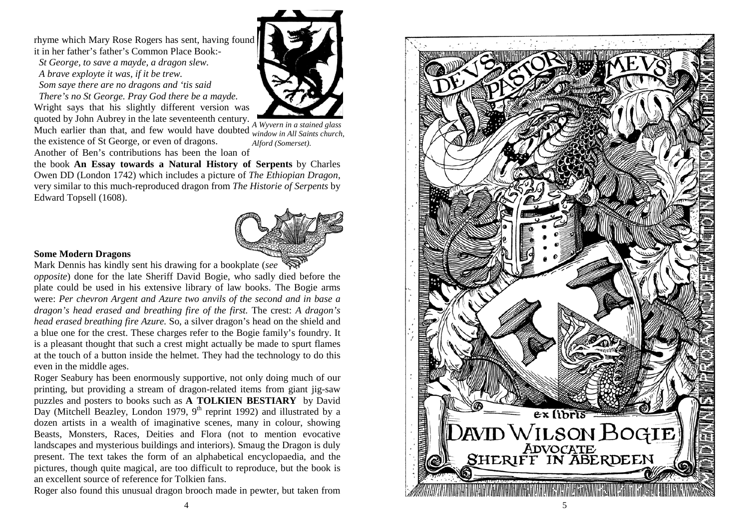rhyme which Mary Rose Rogers has sent, having found it in her father's father's Common Place Book:-

*St George, to save a mayde, a dragon slew.*
*A brave exployte it was, if it be trew.*
*Som saye there are no dragons and 'tis said*
*There's no St George. Pray God there be a mayde.*

Wright says that his slightly different version was quoted by John Aubrey in the late seventeenth century. Much earlier than that, and few would have doubted the existence of St George, or even of dragons.

*A Wyvern in a stained glass window in All Saints church, Alford (Somerset).*

Another of Ben's contributions has been the loan of the book **An Essay towards a Natural History of Serpents** by Charles Owen DD (London 1742) which includes a picture of *The Ethiopian Dragon*, very similar to this much-reproduced dragon from *The Historie of Serpents* by Edward Topsell (1608).

**Some Modern Dragons**

Mark Dennis has kindly sent his drawing for a bookplate (*see opposite*) done for the late Sheriff David Bogie, who sadly died before the plate could be used in his extensive library of law books. The Bogie arms were: *Per chevron Argent and Azure two anvils of the second and in base a dragon's head erased and breathing fire of the first.* The crest: *A dragon's head erased breathing fire Azure.* So, a silver dragon's head on the shield and a blue one for the crest. These charges refer to the Bogie family's foundry. It is a pleasant thought that such a crest might actually be made to spurt flames at the touch of a button inside the helmet. They had the technology to do this even in the middle ages.

Roger Seabury has been enormously supportive, not only doing much of our printing, but providing a stream of dragon-related items from giant jig-saw puzzles and posters to books such as **A TOLKIEN BESTIARY** by David Day (Mitchell Beazley, London 1979, 9th reprint 1992) and illustrated by a dozen artists in a wealth of imaginative scenes, many in colour, showing Beasts, Monsters, Races, Deities and Flora (not to mention evocative landscapes and mysterious buildings and interiors). Smaug the Dragon is duly present. The text takes the form of an alphabetical encyclopaedia, and the pictures, though quite magical, are too difficult to reproduce, but the book is an excellent source of reference for Tolkien fans.

Roger also found this unusual dragon brooch made in pewter, but taken from

DEVS PASTOR MEVS

ex libris

DAVID WILSON BOGIE
ADVOCATE
SHERIFF IN ABERDEEN